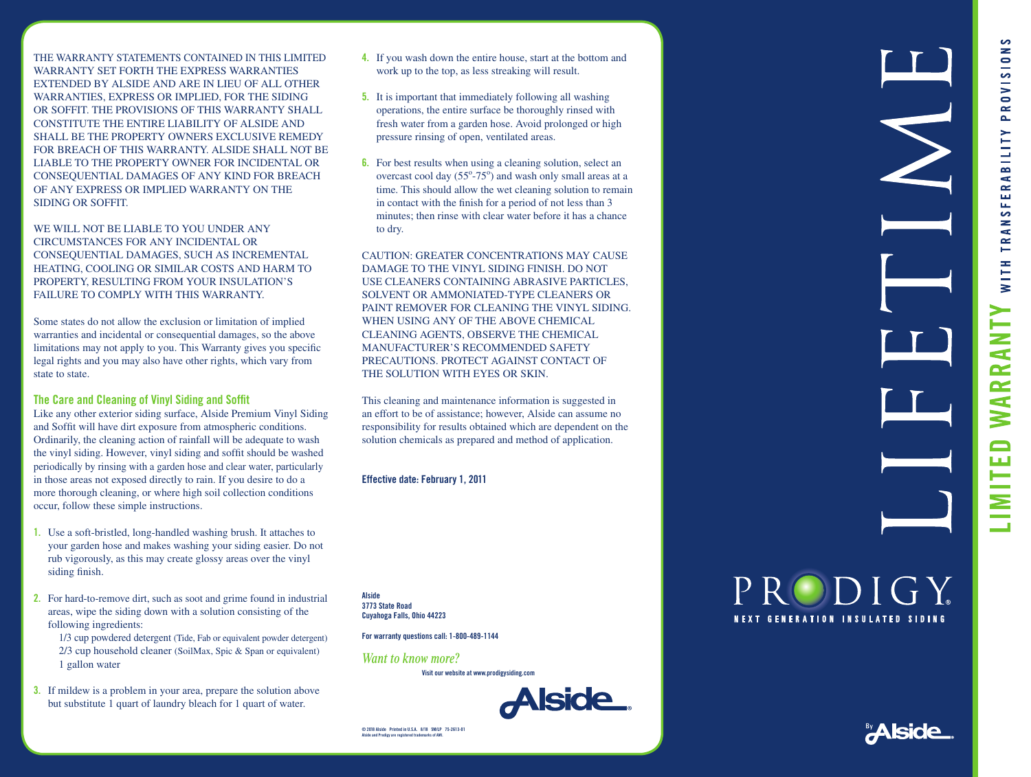THE WARRANTY STATEMENTS CONTAINED IN THIS LIMITED WARRANTY SET FORTH THE EXPRESS WARRANTIES EXTENDED BY ALSIDE AND ARE IN LIEU OF ALL OTHER WARRANTIES, EXPRESS OR IMPLIED, FOR THE SIDING OR SOFFIT. THE PROVISIONS OF THIS WARRANTY SHALL CONSTITUTE THE ENTIRE LIABILITY OF ALSIDE AND SHALL BE THE PROPERTY OWNERS EXCLUSIVE REMEDY FOR BREACH OF THIS WARRANTY. ALSIDE SHALL NOT BE LIABLE TO THE PROPERTY OWNER FOR INCIDENTAL OR CONSEQUENTIAL DAMAGES OF ANY KIND FOR BREACH OF ANY EXPRESS OR IMPLIED WARRANTY ON THE SIDING OR SOFFIT.

WE WILL NOT BE LIABLE TO YOU UNDER ANY CIRCUMSTANCES FOR ANY INCIDENTAL OR CONSEQUENTIAL DAMAGES, SUCH AS INCREMENTAL HEATING, COOLING OR SIMILAR COSTS AND HARM TO PROPERTY, RESULTING FROM YOUR INSULATION'S FAILURE TO COMPLY WITH THIS WARRANTY.

Some states do not allow the exclusion or limitation of implied warranties and incidental or consequential damages, so the above limitations may not apply to you. This Warranty gives you specific legal rights and you may also have other rights, which vary from state to state.

## The Care and Cleaning of Vinyl Siding and Soffit

Like any other exterior siding surface, Alside Premium Vinyl Siding and Soffit will have dirt exposure from atmospheric conditions. Ordinarily, the cleaning action of rainfall will be adequate to wash the vinyl siding. However, vinyl siding and soffit should be washed periodically by rinsing with a garden hose and clear water, particularly in those areas not exposed directly to rain. If you desire to do a more thorough cleaning, or where high soil collection conditions occur, follow these simple instructions.

1. Use a soft-bristled, long-handled washing brush. It attaches to your garden hose and makes washing your siding easier. Do not rub vigorously, as this may create glossy areas over the vinyl siding finish.
2. For hard-to-remove dirt, such as soot and grime found in industrial areas, wipe the siding down with a solution consisting of the following ingredients:
   1/3 cup powdered detergent (Tide, Fab or equivalent powder detergent)
   2/3 cup household cleaner (SoilMax, Spic & Span or equivalent)
   1 gallon water
3. If mildew is a problem in your area, prepare the solution above but substitute 1 quart of laundry bleach for 1 quart of water.
4. If you wash down the entire house, start at the bottom and work up to the top, as less streaking will result.
5. It is important that immediately following all washing operations, the entire surface be thoroughly rinsed with fresh water from a garden hose. Avoid prolonged or high pressure rinsing of open, ventilated areas.
6. For best results when using a cleaning solution, select an overcast cool day (55°-75°) and wash only small areas at a time. This should allow the wet cleaning solution to remain in contact with the finish for a period of not less than 3 minutes; then rinse with clear water before it has a chance to dry.

CAUTION: GREATER CONCENTRATIONS MAY CAUSE DAMAGE TO THE VINYL SIDING FINISH. DO NOT USE CLEANERS CONTAINING ABRASIVE PARTICLES, SOLVENT OR AMMONIATED-TYPE CLEANERS OR PAINT REMOVER FOR CLEANING THE VINYL SIDING. WHEN USING ANY OF THE ABOVE CHEMICAL CLEANING AGENTS, OBSERVE THE CHEMICAL MANUFACTURER'S RECOMMENDED SAFETY PRECAUTIONS. PROTECT AGAINST CONTACT OF THE SOLUTION WITH EYES OR SKIN.

This cleaning and maintenance information is suggested in an effort to be of assistance; however, Alside can assume no responsibility for results obtained which are dependent on the solution chemicals as prepared and method of application.

**Effective date: February 1, 2011**

**Alside**
**3773 State Road**
**Cuyahoga Falls, Ohio 44223**

**For warranty questions call: 1-800-489-1144**

*Want to know more?*
**Visit our website at www.prodigysiding.com**

Alside

© 2018 Alside Printed in U.S.A. 8/18 5M/LP 75-2613-01
Alside and Prodigy are registered trademarks of AMI.

# LIFETIME

# PRODIGY®

NEXT GENERATION INSULATED SIDING

By Alside

**LIMITED WARRANTY** WITH TRANSFERABILITY PROVISIONS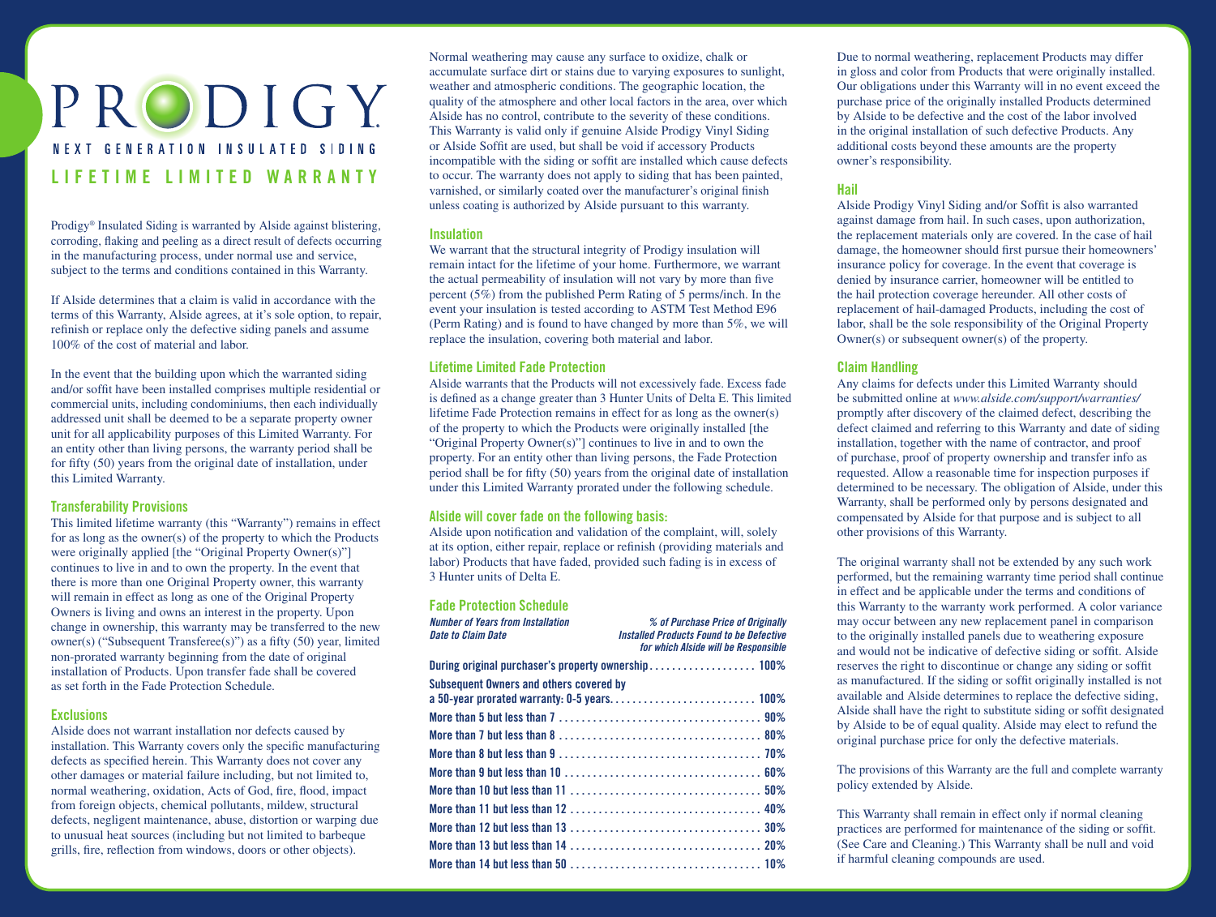# PRODIGY

NEXT GENERATION INSULATED SIDING

## LIFETIME LIMITED WARRANTY

Prodigy® Insulated Siding is warranted by Alside against blistering, corroding, flaking and peeling as a direct result of defects occurring in the manufacturing process, under normal use and service, subject to the terms and conditions contained in this Warranty.

If Alside determines that a claim is valid in accordance with the terms of this Warranty, Alside agrees, at it's sole option, to repair, refinish or replace only the defective siding panels and assume 100% of the cost of material and labor.

In the event that the building upon which the warranted siding and/or soffit have been installed comprises multiple residential or commercial units, including condominiums, then each individually addressed unit shall be deemed to be a separate property owner unit for all applicability purposes of this Limited Warranty. For an entity other than living persons, the warranty period shall be for fifty (50) years from the original date of installation, under this Limited Warranty.

### Transferability Provisions

This limited lifetime warranty (this "Warranty") remains in effect for as long as the owner(s) of the property to which the Products were originally applied [the "Original Property Owner(s)"] continues to live in and to own the property. In the event that there is more than one Original Property owner, this warranty will remain in effect as long as one of the Original Property Owners is living and owns an interest in the property. Upon change in ownership, this warranty may be transferred to the new owner(s) ("Subsequent Transferee(s)") as a fifty (50) year, limited non-prorated warranty beginning from the date of original installation of Products. Upon transfer fade shall be covered as set forth in the Fade Protection Schedule.

### Exclusions

Alside does not warrant installation nor defects caused by installation. This Warranty covers only the specific manufacturing defects as specified herein. This Warranty does not cover any other damages or material failure including, but not limited to, normal weathering, oxidation, Acts of God, fire, flood, impact from foreign objects, chemical pollutants, mildew, structural defects, negligent maintenance, abuse, distortion or warping due to unusual heat sources (including but not limited to barbeque grills, fire, reflection from windows, doors or other objects).

Normal weathering may cause any surface to oxidize, chalk or accumulate surface dirt or stains due to varying exposures to sunlight, weather and atmospheric conditions. The geographic location, the quality of the atmosphere and other local factors in the area, over which Alside has no control, contribute to the severity of these conditions. This Warranty is valid only if genuine Alside Prodigy Vinyl Siding or Alside Soffit are used, but shall be void if accessory Products incompatible with the siding or soffit are installed which cause defects to occur. The warranty does not apply to siding that has been painted, varnished, or similarly coated over the manufacturer's original finish unless coating is authorized by Alside pursuant to this warranty.

### Insulation

We warrant that the structural integrity of Prodigy insulation will remain intact for the lifetime of your home. Furthermore, we warrant the actual permeability of insulation will not vary by more than five percent (5%) from the published Perm Rating of 5 perms/inch. In the event your insulation is tested according to ASTM Test Method E96 (Perm Rating) and is found to have changed by more than 5%, we will replace the insulation, covering both material and labor.

### Lifetime Limited Fade Protection

Alside warrants that the Products will not excessively fade. Excess fade is defined as a change greater than 3 Hunter Units of Delta E. This limited lifetime Fade Protection remains in effect for as long as the owner(s) of the property to which the Products were originally installed [the "Original Property Owner(s)"] continues to live in and to own the property. For an entity other than living persons, the Fade Protection period shall be for fifty (50) years from the original date of installation under this Limited Warranty prorated under the following schedule.

### Alside will cover fade on the following basis:

Alside upon notification and validation of the complaint, will, solely at its option, either repair, replace or refinish (providing materials and labor) Products that have faded, provided such fading is in excess of 3 Hunter units of Delta E.

### Fade Protection Schedule

| *Number of Years from Installation Date to Claim Date* | *% of Purchase Price of Originally Installed Products Found to be Defective for which Alside will be Responsible* |
|---|---|
| **During original purchaser's property ownership** | **100%** |
| **Subsequent Owners and others covered by a 50-year prorated warranty: 0-5 years** | **100%** |
| **More than 5 but less than 7** | **90%** |
| **More than 7 but less than 8** | **80%** |
| **More than 8 but less than 9** | **70%** |
| **More than 9 but less than 10** | **60%** |
| **More than 10 but less than 11** | **50%** |
| **More than 11 but less than 12** | **40%** |
| **More than 12 but less than 13** | **30%** |
| **More than 13 but less than 14** | **20%** |
| **More than 14 but less than 50** | **10%** |

Due to normal weathering, replacement Products may differ in gloss and color from Products that were originally installed. Our obligations under this Warranty will in no event exceed the purchase price of the originally installed Products determined by Alside to be defective and the cost of the labor involved in the original installation of such defective Products. Any additional costs beyond these amounts are the property owner's responsibility.

### Hail

Alside Prodigy Vinyl Siding and/or Soffit is also warranted against damage from hail. In such cases, upon authorization, the replacement materials only are covered. In the case of hail damage, the homeowner should first pursue their homeowners' insurance policy for coverage. In the event that coverage is denied by insurance carrier, homeowner will be entitled to the hail protection coverage hereunder. All other costs of replacement of hail-damaged Products, including the cost of labor, shall be the sole responsibility of the Original Property Owner(s) or subsequent owner(s) of the property.

### Claim Handling

Any claims for defects under this Limited Warranty should be submitted online at *www.alside.com/support/warranties/* promptly after discovery of the claimed defect, describing the defect claimed and referring to this Warranty and date of siding installation, together with the name of contractor, and proof of purchase, proof of property ownership and transfer info as requested. Allow a reasonable time for inspection purposes if determined to be necessary. The obligation of Alside, under this Warranty, shall be performed only by persons designated and compensated by Alside for that purpose and is subject to all other provisions of this Warranty.

The original warranty shall not be extended by any such work performed, but the remaining warranty time period shall continue in effect and be applicable under the terms and conditions of this Warranty to the warranty work performed. A color variance may occur between any new replacement panel in comparison to the originally installed panels due to weathering exposure and would not be indicative of defective siding or soffit. Alside reserves the right to discontinue or change any siding or soffit as manufactured. If the siding or soffit originally installed is not available and Alside determines to replace the defective siding, Alside shall have the right to substitute siding or soffit designated by Alside to be of equal quality. Alside may elect to refund the original purchase price for only the defective materials.

The provisions of this Warranty are the full and complete warranty policy extended by Alside.

This Warranty shall remain in effect only if normal cleaning practices are performed for maintenance of the siding or soffit. (See Care and Cleaning.) This Warranty shall be null and void if harmful cleaning compounds are used.